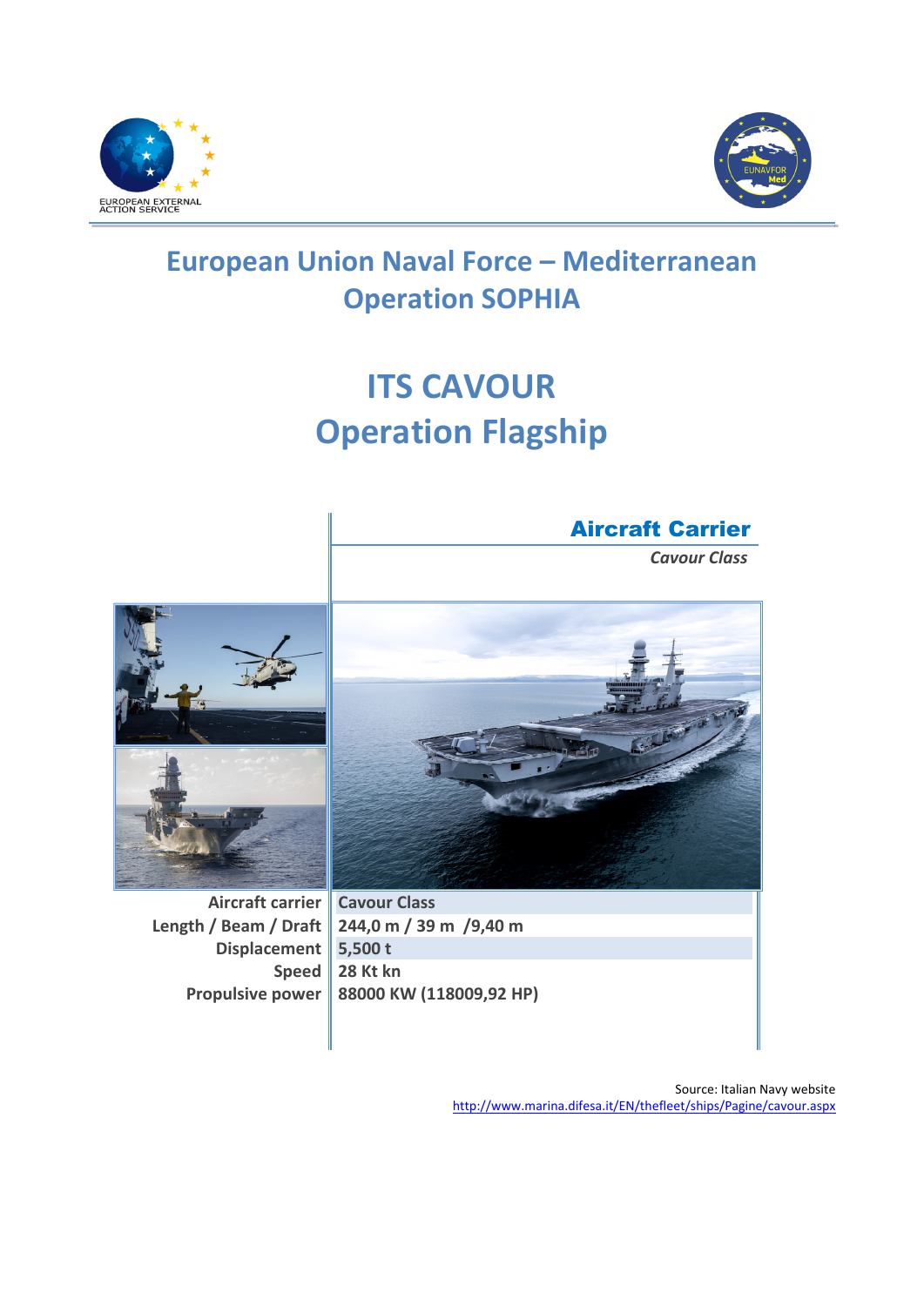EUROPEAN EXTERNAL ACTION SERVICE

# European Union Naval Force – Mediterranean Operation SOPHIA

# ITS CAVOUR Operation Flagship

## Aircraft Carrier

*Cavour Class*

| | |
|---|---|
| Aircraft carrier | Cavour Class |
| Length / Beam / Draft | 244,0 m / 39 m /9,40 m |
| Displacement | 5,500 t |
| Speed | 28 Kt kn |
| Propulsive power | 88000 KW (118009,92 HP) |

Source: Italian Navy website
http://www.marina.difesa.it/EN/thefleet/ships/Pagine/cavour.aspx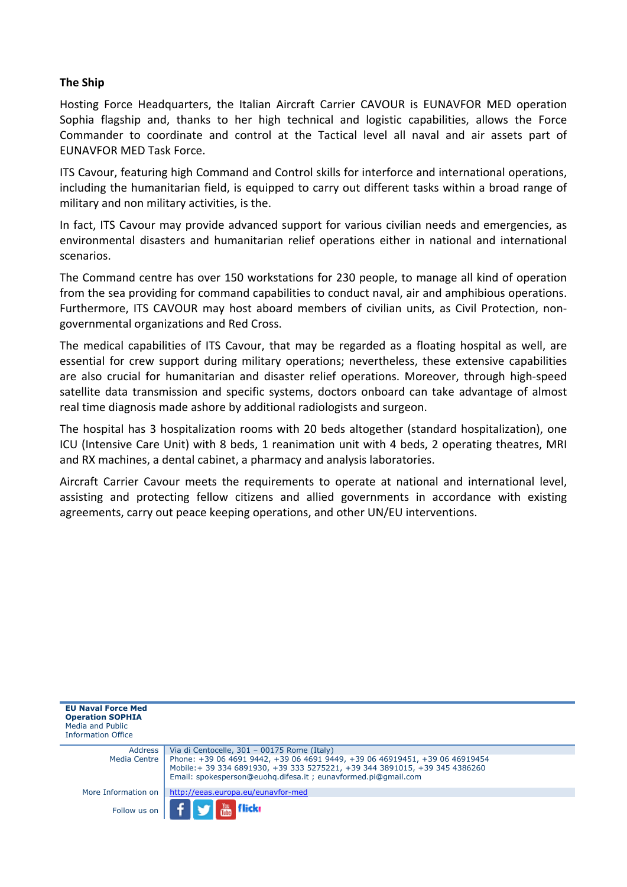**The Ship**

Hosting Force Headquarters, the Italian Aircraft Carrier CAVOUR is EUNAVFOR MED operation Sophia flagship and, thanks to her high technical and logistic capabilities, allows the Force Commander to coordinate and control at the Tactical level all naval and air assets part of EUNAVFOR MED Task Force.

ITS Cavour, featuring high Command and Control skills for interforce and international operations, including the humanitarian field, is equipped to carry out different tasks within a broad range of military and non military activities, is the.

In fact, ITS Cavour may provide advanced support for various civilian needs and emergencies, as environmental disasters and humanitarian relief operations either in national and international scenarios.

The Command centre has over 150 workstations for 230 people, to manage all kind of operation from the sea providing for command capabilities to conduct naval, air and amphibious operations. Furthermore, ITS CAVOUR may host aboard members of civilian units, as Civil Protection, non-governmental organizations and Red Cross.

The medical capabilities of ITS Cavour, that may be regarded as a floating hospital as well, are essential for crew support during military operations; nevertheless, these extensive capabilities are also crucial for humanitarian and disaster relief operations. Moreover, through high-speed satellite data transmission and specific systems, doctors onboard can take advantage of almost real time diagnosis made ashore by additional radiologists and surgeon.

The hospital has 3 hospitalization rooms with 20 beds altogether (standard hospitalization), one ICU (Intensive Care Unit) with 8 beds, 1 reanimation unit with 4 beds, 2 operating theatres, MRI and RX machines, a dental cabinet, a pharmacy and analysis laboratories.

Aircraft Carrier Cavour meets the requirements to operate at national and international level, assisting and protecting fellow citizens and allied governments in accordance with existing agreements, carry out peace keeping operations, and other UN/EU interventions.

**EU Naval Force Med**
**Operation SOPHIA**
Media and Public
Information Office

| | |
|---|---|
| Address Media Centre | Via di Centocelle, 301 – 00175 Rome (Italy)<br>Phone: +39 06 4691 9442, +39 06 4691 9449, +39 06 46919451, +39 06 46919454<br>Mobile:+ 39 334 6891930, +39 333 5275221, +39 344 3891015, +39 345 4386260<br>Email: spokesperson@euohq.difesa.it ; eunavformed.pi@gmail.com |
| More Information on | http://eeas.europa.eu/eunavfor-med |
| Follow us on | |